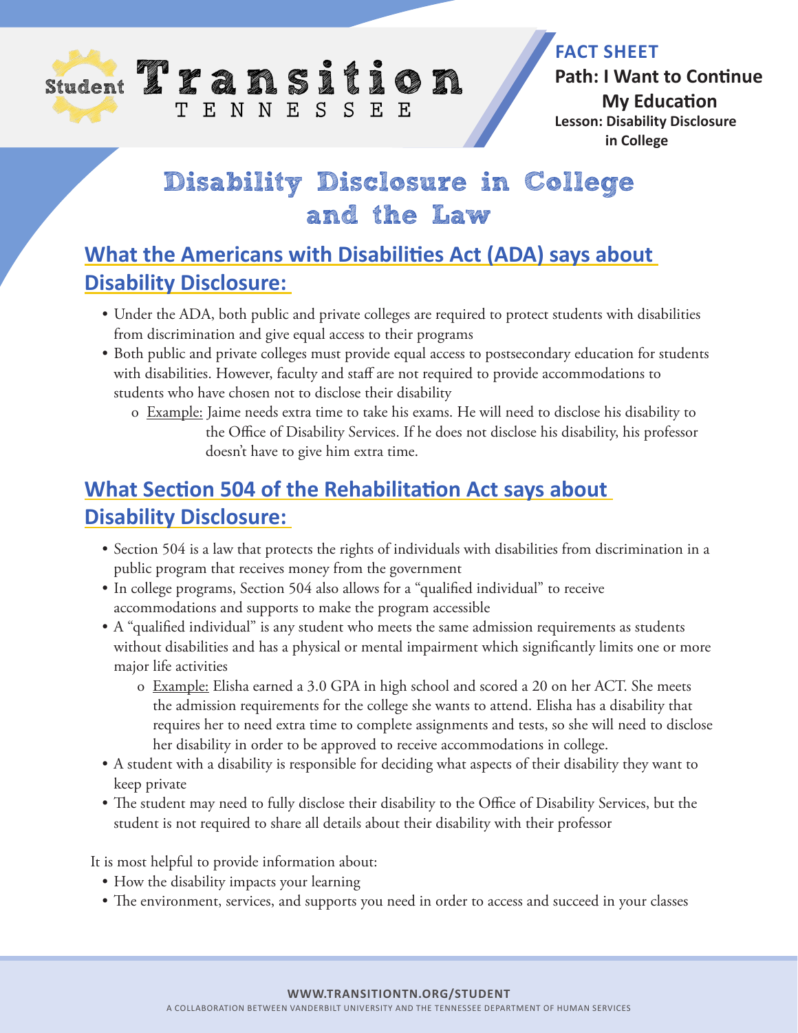# Student Transition TENNESSEE

**FACT SHEET**
**Path: I Want to Continue My Education**
**Lesson: Disability Disclosure in College**

# Disability Disclosure in College and the Law

## What the Americans with Disabilities Act (ADA) says about Disability Disclosure:

- Under the ADA, both public and private colleges are required to protect students with disabilities from discrimination and give equal access to their programs
- Both public and private colleges must provide equal access to postsecondary education for students with disabilities. However, faculty and staff are not required to provide accommodations to students who have chosen not to disclose their disability
    - Example: Jaime needs extra time to take his exams. He will need to disclose his disability to the Office of Disability Services. If he does not disclose his disability, his professor doesn't have to give him extra time.

## What Section 504 of the Rehabilitation Act says about Disability Disclosure:

- Section 504 is a law that protects the rights of individuals with disabilities from discrimination in a public program that receives money from the government
- In college programs, Section 504 also allows for a "qualified individual" to receive accommodations and supports to make the program accessible
- A "qualified individual" is any student who meets the same admission requirements as students without disabilities and has a physical or mental impairment which significantly limits one or more major life activities
    - Example: Elisha earned a 3.0 GPA in high school and scored a 20 on her ACT. She meets the admission requirements for the college she wants to attend. Elisha has a disability that requires her to need extra time to complete assignments and tests, so she will need to disclose her disability in order to be approved to receive accommodations in college.
- A student with a disability is responsible for deciding what aspects of their disability they want to keep private
- The student may need to fully disclose their disability to the Office of Disability Services, but the student is not required to share all details about their disability with their professor

It is most helpful to provide information about:

- How the disability impacts your learning
- The environment, services, and supports you need in order to access and succeed in your classes

**WWW.TRANSITIONTN.ORG/STUDENT**
A COLLABORATION BETWEEN VANDERBILT UNIVERSITY AND THE TENNESSEE DEPARTMENT OF HUMAN SERVICES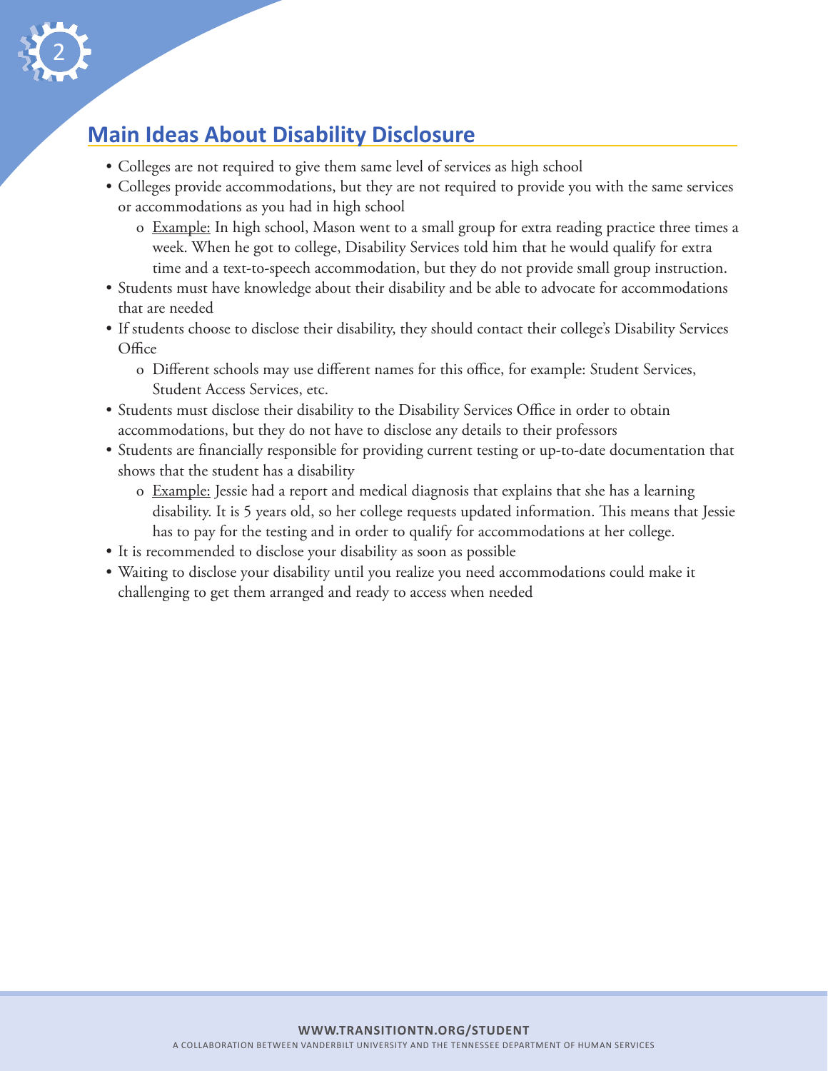## Main Ideas About Disability Disclosure

- Colleges are not required to give them same level of services as high school
- Colleges provide accommodations, but they are not required to provide you with the same services or accommodations as you had in high school
  - Example: In high school, Mason went to a small group for extra reading practice three times a week. When he got to college, Disability Services told him that he would qualify for extra time and a text-to-speech accommodation, but they do not provide small group instruction.
- Students must have knowledge about their disability and be able to advocate for accommodations that are needed
- If students choose to disclose their disability, they should contact their college's Disability Services Office
  - Different schools may use different names for this office, for example: Student Services, Student Access Services, etc.
- Students must disclose their disability to the Disability Services Office in order to obtain accommodations, but they do not have to disclose any details to their professors
- Students are financially responsible for providing current testing or up-to-date documentation that shows that the student has a disability
  - Example: Jessie had a report and medical diagnosis that explains that she has a learning disability. It is 5 years old, so her college requests updated information. This means that Jessie has to pay for the testing and in order to qualify for accommodations at her college.
- It is recommended to disclose your disability as soon as possible
- Waiting to disclose your disability until you realize you need accommodations could make it challenging to get them arranged and ready to access when needed